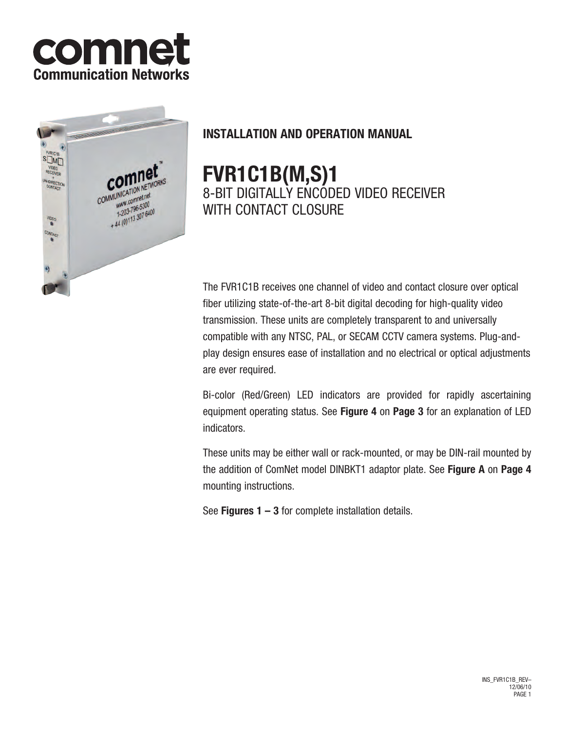# comnet
**Communication Networks**

## INSTALLATION AND OPERATION MANUAL

# FVR1C1B(M,S)1
8-BIT DIGITALLY ENCODED VIDEO RECEIVER
WITH CONTACT CLOSURE

The FVR1C1B receives one channel of video and contact closure over optical fiber utilizing state-of-the-art 8-bit digital decoding for high-quality video transmission. These units are completely transparent to and universally compatible with any NTSC, PAL, or SECAM CCTV camera systems. Plug-and-play design ensures ease of installation and no electrical or optical adjustments are ever required.

Bi-color (Red/Green) LED indicators are provided for rapidly ascertaining equipment operating status. See **Figure 4** on **Page 3** for an explanation of LED indicators.

These units may be either wall or rack-mounted, or may be DIN-rail mounted by the addition of ComNet model DINBKT1 adaptor plate. See **Figure A** on **Page 4** mounting instructions.

See **Figures 1 – 3** for complete installation details.

INS_FVR1C1B_REV–
12/06/10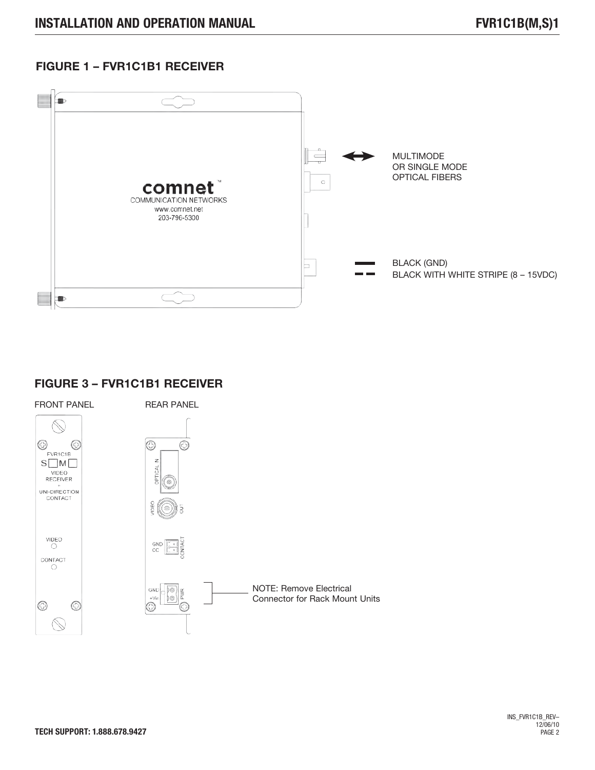## FIGURE 1 – FVR1C1B1 RECEIVER

comnet™
COMMUNICATION NETWORKS
www.comnet.net
203-796-5300

MULTIMODE
OR SINGLE MODE
OPTICAL FIBERS

BLACK (GND)
BLACK WITH WHITE STRIPE (8 – 15VDC)

## FIGURE 3 – FVR1C1B1 RECEIVER

FRONT PANEL

FVR1C1B
S M
VIDEO
RECEIVER
+
UNI-DIRECTION
CONTACT

VIDEO

CONTACT

REAR PANEL

OPTICAL IN

VIDEO OUT

GND
CC
CONTACT

GND
+Vin
PWR

NOTE: Remove Electrical Connector for Rack Mount Units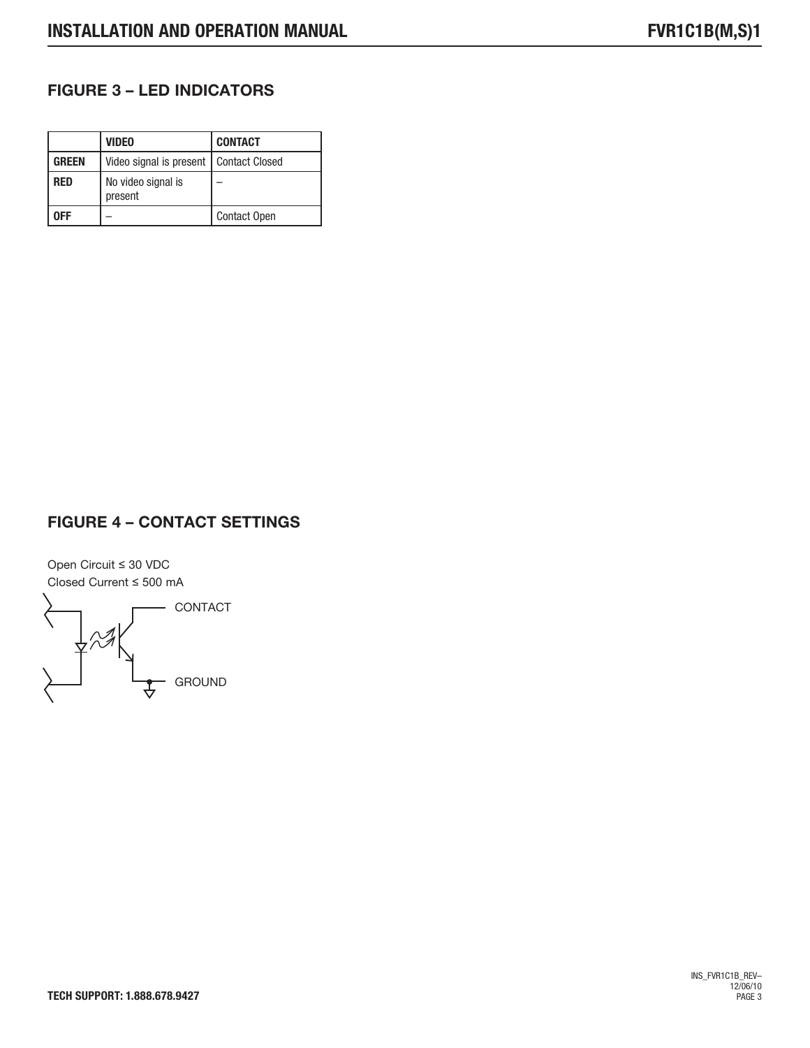## FIGURE 3 – LED INDICATORS

| | VIDEO | CONTACT |
|---|---|---|
| **GREEN** | Video signal is present | Contact Closed |
| **RED** | No video signal is present | – |
| **OFF** | – | Contact Open |

## FIGURE 4 – CONTACT SETTINGS

Open Circuit ≤ 30 VDC
Closed Current ≤ 500 mA

CONTACT

GROUND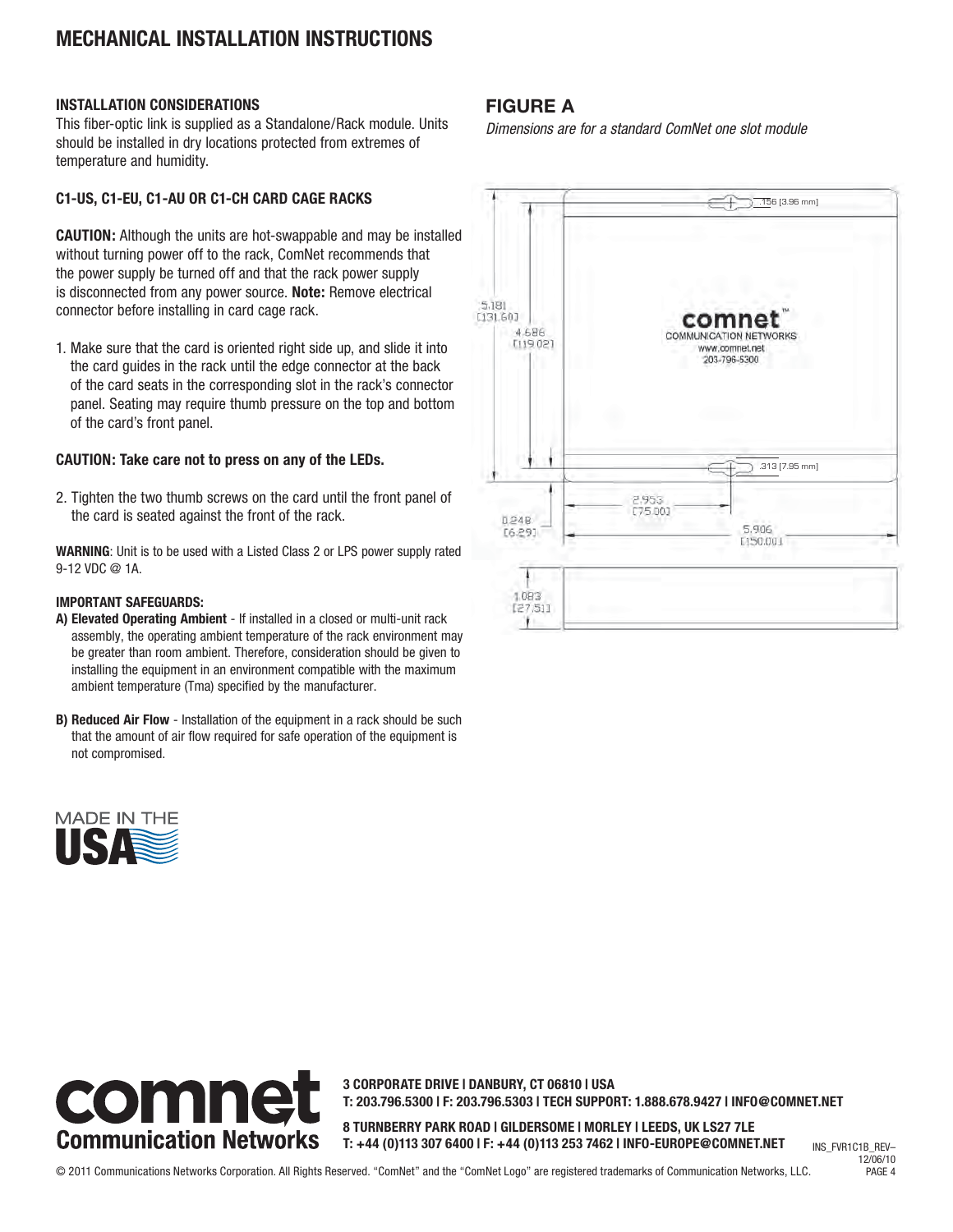# MECHANICAL INSTALLATION INSTRUCTIONS

### INSTALLATION CONSIDERATIONS

This fiber-optic link is supplied as a Standalone/Rack module. Units should be installed in dry locations protected from extremes of temperature and humidity.

### C1-US, C1-EU, C1-AU OR C1-CH CARD CAGE RACKS

**CAUTION:** Although the units are hot-swappable and may be installed without turning power off to the rack, ComNet recommends that the power supply be turned off and that the rack power supply is disconnected from any power source. **Note:** Remove electrical connector before installing in card cage rack.

1. Make sure that the card is oriented right side up, and slide it into the card guides in the rack until the edge connector at the back of the card seats in the corresponding slot in the rack's connector panel. Seating may require thumb pressure on the top and bottom of the card's front panel.

**CAUTION: Take care not to press on any of the LEDs.**

2. Tighten the two thumb screws on the card until the front panel of the card is seated against the front of the rack.

**WARNING**: Unit is to be used with a Listed Class 2 or LPS power supply rated 9-12 VDC @ 1A.

**IMPORTANT SAFEGUARDS:**

**A) Elevated Operating Ambient** - If installed in a closed or multi-unit rack assembly, the operating ambient temperature of the rack environment may be greater than room ambient. Therefore, consideration should be given to installing the equipment in an environment compatible with the maximum ambient temperature (Tma) specified by the manufacturer.

**B) Reduced Air Flow** - Installation of the equipment in a rack should be such that the amount of air flow required for safe operation of the equipment is not compromised.

MADE IN THE USA

## FIGURE A

*Dimensions are for a standard ComNet one slot module*

.156 [3.96 mm]
5.181 [131.60]
4.686 [119.02]
comnet
COMMUNICATION NETWORKS
www.comnet.net
203-796-5300
.313 [7.95 mm]
2.953 [75.00]
0.248 [6.29]
5.906 [150.00]
1.083 [27.51]

comnet Communication Networks

3 CORPORATE DRIVE | DANBURY, CT 06810 | USA
T: 203.796.5300 | F: 203.796.5303 | TECH SUPPORT: 1.888.678.9427 | INFO@COMNET.NET

8 TURNBERRY PARK ROAD | GILDERSOME | MORLEY | LEEDS, UK LS27 7LE
T: +44 (0)113 307 6400 | F: +44 (0)113 253 7462 | INFO-EUROPE@COMNET.NET

INS_FVR1C1B_REV–
12/06/10

© 2011 Communications Networks Corporation. All Rights Reserved. "ComNet" and the "ComNet Logo" are registered trademarks of Communication Networks, LLC.